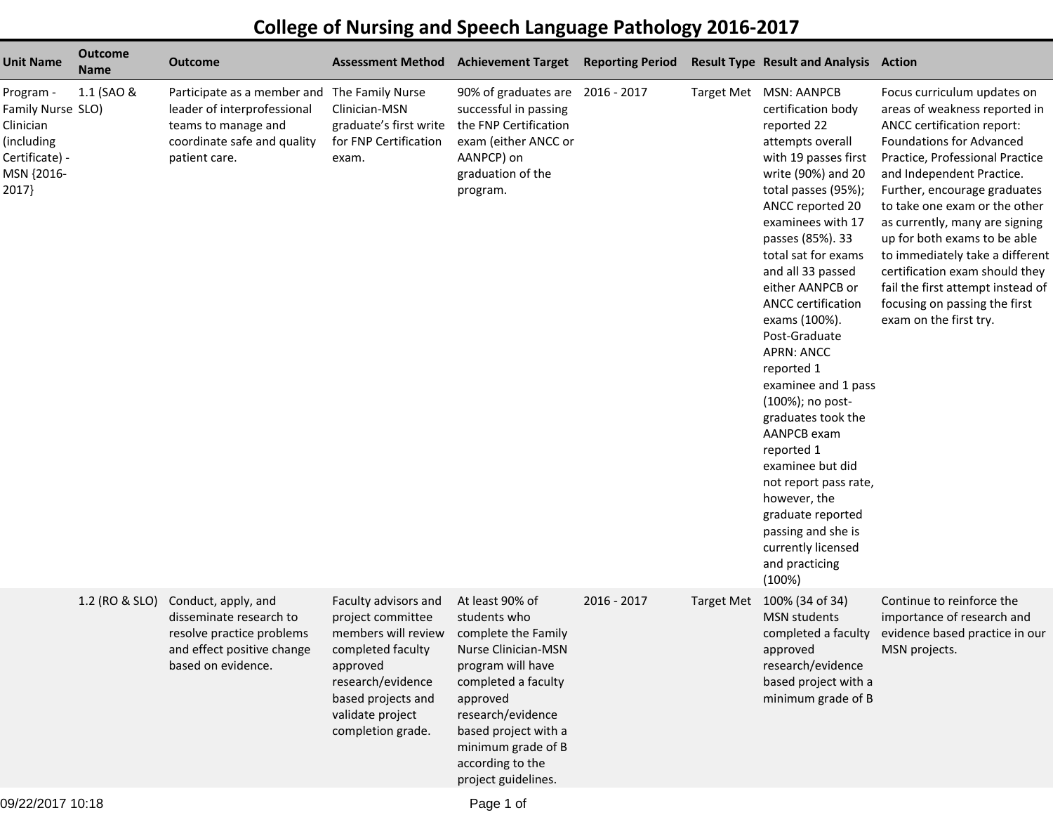# College of Nursing and Speech Language Pathology 2016-2017

| Unit Name | Outcome Name | Outcome | Assessment Method | Achievement Target | Reporting Period | Result Type | Result and Analysis | Action |
|---|---|---|---|---|---|---|---|---|
| Program - Family Nurse Clinician (including Certificate) - MSN {2016-2017} | 1.1 (SAO & SLO) | Participate as a member and leader of interprofessional teams to manage and coordinate safe and quality patient care. | The Family Nurse Clinician-MSN graduate's first write for FNP Certification exam. | 90% of graduates are successful in passing the FNP Certification exam (either ANCC or AANPCP) on graduation of the program. | 2016 - 2017 | Target Met | MSN: AANPCB certification body reported 22 attempts overall with 19 passes first write (90%) and 20 total passes (95%); ANCC reported 20 examinees with 17 passes (85%). 33 total sat for exams and all 33 passed either AANPCB or ANCC certification exams (100%). Post-Graduate APRN: ANCC reported 1 examinee and 1 pass (100%); no post-graduates took the AANPCB exam reported 1 examinee but did not report pass rate, however, the graduate reported passing and she is currently licensed and practicing (100%) | Focus curriculum updates on areas of weakness reported in ANCC certification report: Foundations for Advanced Practice, Professional Practice and Independent Practice. Further, encourage graduates to take one exam or the other as currently, many are signing up for both exams to be able to immediately take a different certification exam should they fail the first attempt instead of focusing on passing the first exam on the first try. |
| | 1.2 (RO & SLO) | Conduct, apply, and disseminate research to resolve practice problems and effect positive change based on evidence. | Faculty advisors and project committee members will review completed faculty approved research/evidence based projects and validate project completion grade. | At least 90% of students who complete the Family Nurse Clinician-MSN program will have completed a faculty approved research/evidence based project with a minimum grade of B according to the project guidelines. | 2016 - 2017 | Target Met | 100% (34 of 34) MSN students complete a faculty approved research/evidence based project with a minimum grade of B | Continue to reinforce the importance of research and evidence based practice in our MSN projects. |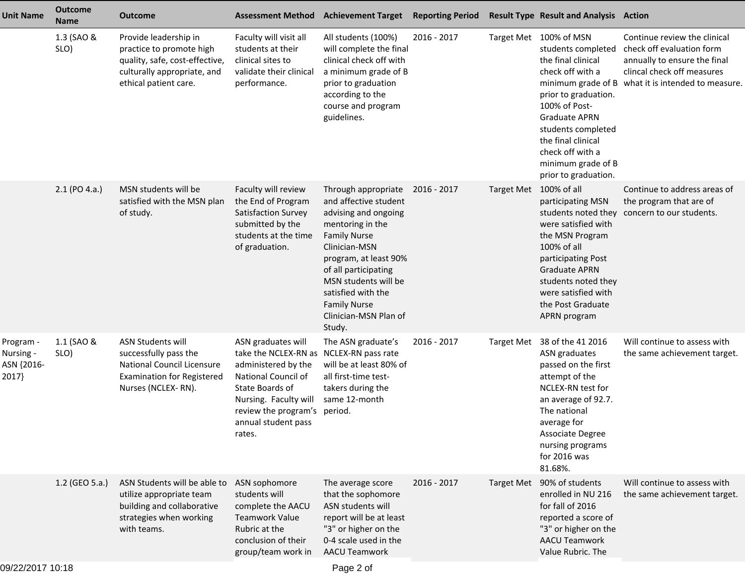| Unit Name | Outcome Name | Outcome | Assessment Method | Achievement Target | Reporting Period | Result Type | Result and Analysis | Action |
|---|---|---|---|---|---|---|---|---|
| | 1.3 (SAO & SLO) | Provide leadership in practice to promote high quality, safe, cost-effective, culturally appropriate, and ethical patient care. | Faculty will visit all students at their clinical sites to validate their clinical performance. | All students (100%) will complete the final clinical check off with a minimum grade of B prior to graduation according to the course and program guidelines. | 2016 - 2017 | Target Met | 100% of MSN students completed the final clinical check off with a minimum grade of B prior to graduation. 100% of Post-Graduate APRN students completed the final clinical check off with a minimum grade of B prior to graduation. | Continue review the clinical check off evaluation form annually to ensure the final clincal check off measures what it is intended to measure. |
| | 2.1 (PO 4.a.) | MSN students will be satisfied with the MSN plan of study. | Faculty will review the End of Program Satisfaction Survey submitted by the students at the time of graduation. | Through appropriate and affective student advising and ongoing mentoring in the Family Nurse Clinician-MSN program, at least 90% of all participating MSN students will be satisfied with the Family Nurse Clinician-MSN Plan of Study. | 2016 - 2017 | Target Met | 100% of all participating MSN students noted they were satisfied with the MSN Program 100% of all participating Post Graduate APRN students noted they were satisfied with the Post Graduate APRN program | Continue to address areas of the program that are of concern to our students. |
| Program - Nursing - ASN {2016-2017} | 1.1 (SAO & SLO) | ASN Students will successfully pass the National Council Licensure Examination for Registered Nurses (NCLEX- RN). | ASN graduates will take the NCLEX-RN as administered by the National Council of State Boards of Nursing. Faculty will review the program's annual student pass rates. | The ASN graduate's NCLEX-RN pass rate will be at least 80% of all first-time test-takers during the same 12-month period. | 2016 - 2017 | Target Met | 38 of the 41 2016 ASN graduates passed on the first attempt of the NCLEX-RN test for an average of 92.7. The national average for Associate Degree nursing programs for 2016 was 81.68%. | Will continue to assess with the same achievement target. |
| | 1.2 (GEO 5.a.) | ASN Students will be able to utilize appropriate team building and collaborative strategies when working with teams. | ASN sophomore students will complete the AACU Teamwork Value Rubric at the conclusion of their group/team work in | The average score that the sophomore ASN students will report will be at least "3" or higher on the 0-4 scale used in the AACU Teamwork | 2016 - 2017 | Target Met | 90% of students enrolled in NU 216 for fall of 2016 reported a score of "3" or higher on the AACU Teamwork Value Rubric. The | Will continue to assess with the same achievement target. |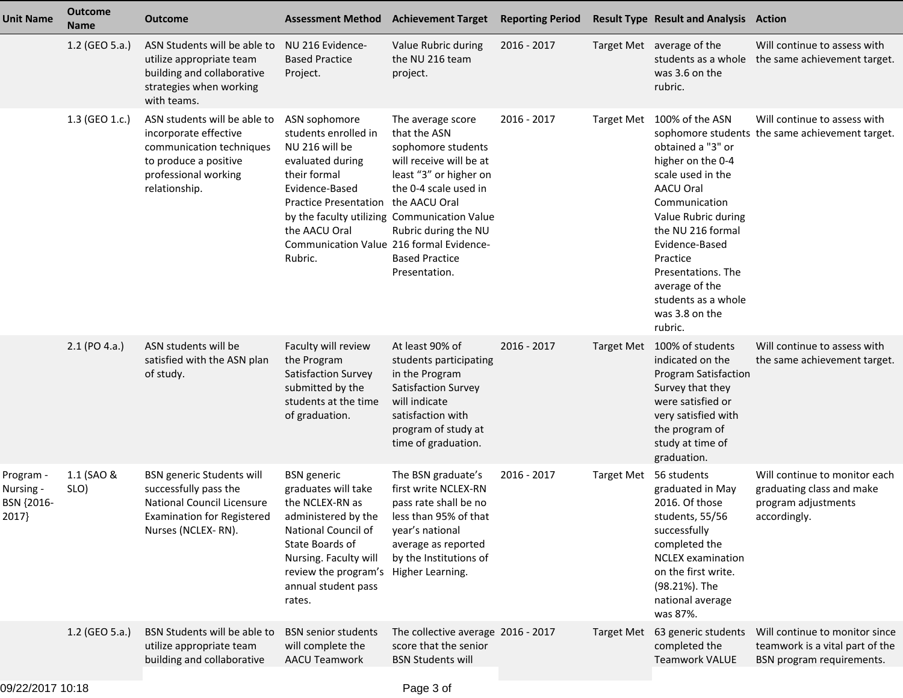| Unit Name | Outcome Name | Outcome | Assessment Method | Achievement Target | Reporting Period | Result Type | Result and Analysis | Action |
|---|---|---|---|---|---|---|---|---|
| | 1.2 (GEO 5.a.) | ASN Students will be able to utilize appropriate team building and collaborative strategies when working with teams. | NU 216 Evidence-Based Practice Project. | Value Rubric during the NU 216 team project. | 2016 - 2017 | Target Met | average of the students as a whole was 3.6 on the rubric. | Will continue to assess with the same achievement target. |
| | 1.3 (GEO 1.c.) | ASN students will be able to incorporate effective communication techniques to produce a positive professional working relationship. | ASN sophomore students enrolled in NU 216 will be evaluated during their formal Evidence-Based Practice Presentation by the faculty utilizing the AACU Oral Communication Value Rubric. | The average score that the ASN sophomore students will receive will be at least "3" or higher on the 0-4 scale used in the AACU Oral Communication Value Rubric during the NU 216 formal Evidence-Based Practice Presentation. | 2016 - 2017 | Target Met | 100% of the ASN sophomore students obtained a "3" or higher on the 0-4 scale used in the AACU Oral Communication Value Rubric during the NU 216 formal Evidence-Based Practice Presentations. The average of the students as a whole was 3.8 on the rubric. | Will continue to assess with the same achievement target. |
| | 2.1 (PO 4.a.) | ASN students will be satisfied with the ASN plan of study. | Faculty will review the Program Satisfaction Survey submitted by the students at the time of graduation. | At least 90% of students participating in the Program Satisfaction Survey will indicate satisfaction with program of study at time of graduation. | 2016 - 2017 | Target Met | 100% of students indicated on the Program Satisfaction Survey that they were satisfied or very satisfied with the program of study at time of graduation. | Will continue to assess with the same achievement target. |
| Program - Nursing - BSN {2016-2017} | 1.1 (SAO & SLO) | BSN generic Students will successfully pass the National Council Licensure Examination for Registered Nurses (NCLEX- RN). | BSN generic graduates will take the NCLEX-RN as administered by the National Council of State Boards of Nursing. Faculty will review the program's annual student pass rates. | The BSN graduate's first write NCLEX-RN pass rate shall be no less than 95% of that year's national average as reported by the Institutions of Higher Learning. | 2016 - 2017 | Target Met | 56 students graduated in May 2016. Of those students, 55/56 successfully completed the NCLEX examination on the first write. (98.21%). The national average was 87%. | Will continue to monitor each graduating class and make program adjustments accordingly. |
| | 1.2 (GEO 5.a.) | BSN Students will be able to utilize appropriate team building and collaborative | BSN senior students will complete the AACU Teamwork | The collective average score that the senior BSN Students will | 2016 - 2017 | Target Met | 63 generic students completed the Teamwork VALUE | Will continue to monitor since teamwork is a vital part of the BSN program requirements. |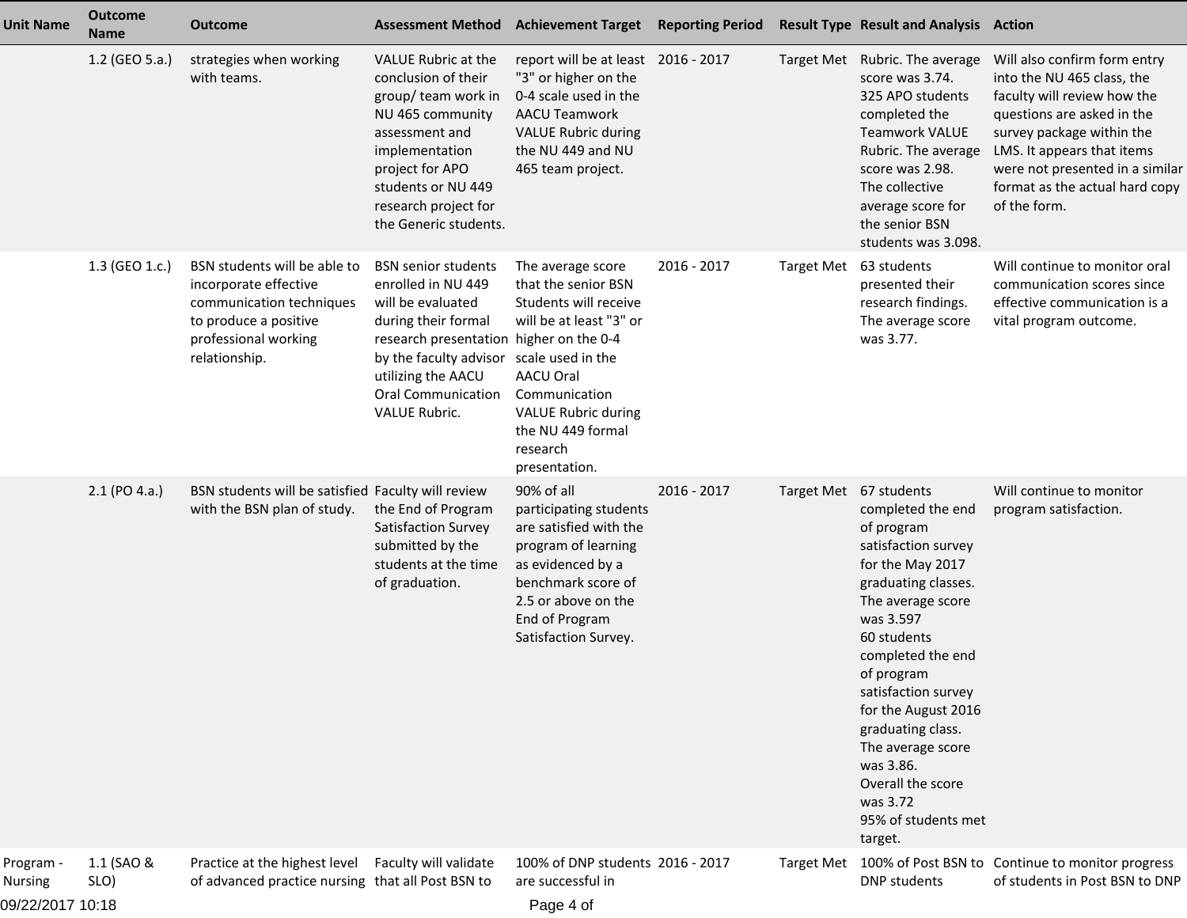| Unit Name | Outcome Name | Outcome | Assessment Method | Achievement Target | Reporting Period | Result Type | Result and Analysis | Action |
|---|---|---|---|---|---|---|---|---|
| | 1.2 (GEO 5.a.) | strategies when working with teams. | VALUE Rubric at the conclusion of their group/ team work in NU 465 community assessment and implementation project for APO students or NU 449 research project for the Generic students. | report will be at least "3" or higher on the 0-4 scale used in the AACU Teamwork VALUE Rubric during the NU 449 and NU 465 team project. | 2016 - 2017 | Target Met | Rubric. The average score was 3.74. 325 APO students completed the Teamwork VALUE Rubric. The average score was 2.98. The collective average score for the senior BSN students was 3.098. | Will also confirm form entry into the NU 465 class, the faculty will review how the questions are asked in the survey package within the LMS. It appears that items were not presented in a similar format as the actual hard copy of the form. |
| | 1.3 (GEO 1.c.) | BSN students will be able to incorporate effective communication techniques to produce a positive professional working relationship. | BSN senior students enrolled in NU 449 will be evaluated during their formal research presentation by the faculty advisor utilizing the AACU Oral Communication VALUE Rubric. | The average score that the senior BSN Students will receive will be at least "3" or higher on the 0-4 scale used in the AACU Oral Communication VALUE Rubric during the NU 449 formal research presentation. | 2016 - 2017 | Target Met | 63 students presented their research findings. The average score was 3.77. | Will continue to monitor oral communication scores since effective communication is a vital program outcome. |
| | 2.1 (PO 4.a.) | BSN students will be satisfied with the BSN plan of study. | Faculty will review the End of Program Satisfaction Survey submitted by the students at the time of graduation. | 90% of all participating students are satisfied with the program of learning as evidenced by a benchmark score of 2.5 or above on the End of Program Satisfaction Survey. | 2016 - 2017 | Target Met | 67 students completed the end of program satisfaction survey for the May 2017 graduating classes. The average score was 3.597 60 students completed the end of program satisfaction survey for the August 2016 graduating class. The average score was 3.86. Overall the score was 3.72 95% of students met target. | Will continue to monitor program satisfaction. |
| Program - Nursing | 1.1 (SAO & SLO) | Practice at the highest level of advanced practice nursing | Faculty will validate that all Post BSN to | 100% of DNP students are successful in | 2016 - 2017 | Target Met | 100% of Post BSN to DNP students | Continue to monitor progress of students in Post BSN to DNP |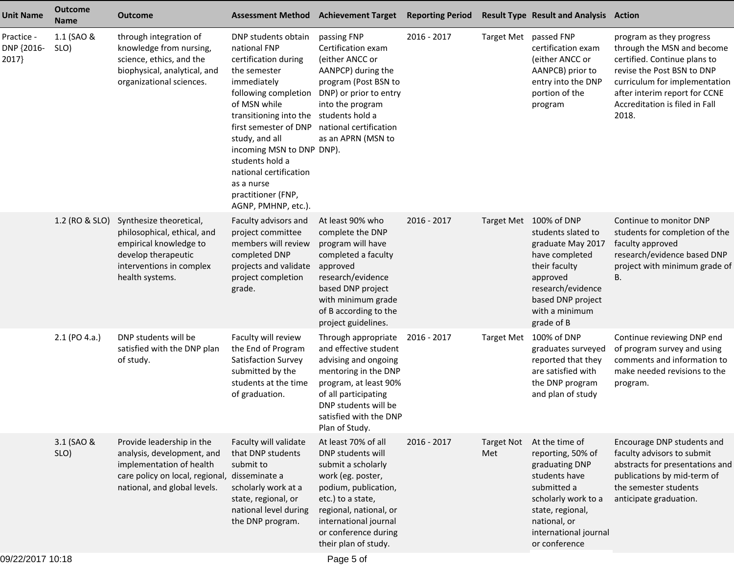| Unit Name | Outcome Name | Outcome | Assessment Method | Achievement Target | Reporting Period | Result Type | Result and Analysis | Action |
|---|---|---|---|---|---|---|---|---|
| Practice - DNP {2016-2017} | 1.1 (SAO & SLO) | through integration of knowledge from nursing, science, ethics, and the biophysical, analytical, and organizational sciences. | DNP students obtain national FNP certification during the semester immediately following completion of MSN while transitioning into the first semester of DNP study, and all incoming MSN to DNP students hold a national certification as a nurse practitioner (FNP, AGNP, PMHNP, etc.). | passing FNP Certification exam (either ANCC or AANPCP) during the program (Post BSN to DNP) or prior to entry into the program students hold a national certification as an APRN (MSN to DNP). | 2016 - 2017 | Target Met | passed FNP certification exam (either ANCC or AANPCB) prior to entry into the DNP portion of the program | program as they progress through the MSN and become certified. Continue plans to revise the Post BSN to DNP curriculum for implementation after interim report for CCNE Accreditation is filed in Fall 2018. |
| | 1.2 (RO & SLO) | Synthesize theoretical, philosophical, ethical, and empirical knowledge to develop therapeutic interventions in complex health systems. | Faculty advisors and project committee members will review completed DNP projects and validate project completion grade. | At least 90% who complete the DNP program will have completed a faculty approved research/evidence based DNP project with minimum grade of B according to the project guidelines. | 2016 - 2017 | Target Met | 100% of DNP students slated to graduate May 2017 have completed their faculty approved research/evidence based DNP project with a minimum grade of B | Continue to monitor DNP students for completion of the faculty approved research/evidence based DNP project with minimum grade of B. |
| | 2.1 (PO 4.a.) | DNP students will be satisfied with the DNP plan of study. | Faculty will review the End of Program Satisfaction Survey submitted by the students at the time of graduation. | Through appropriate and effective student advising and ongoing mentoring in the DNP program, at least 90% of all participating DNP students will be satisfied with the DNP Plan of Study. | 2016 - 2017 | Target Met | 100% of DNP graduates surveyed reported that they are satisfied with the DNP program and plan of study | Continue reviewing DNP end of program survey and using comments and information to make needed revisions to the program. |
| | 3.1 (SAO & SLO) | Provide leadership in the analysis, development, and implementation of health care policy on local, regional, national, and global levels. | Faculty will validate that DNP students submit to disseminate a scholarly work at a state, regional, or national level during the DNP program. | At least 70% of all DNP students will submit a scholarly work (eg. poster, podium, publication, etc.) to a state, regional, national, or international journal or conference during their plan of study. | 2016 - 2017 | Target Not Met | At the time of reporting, 50% of graduating DNP students have submitted a scholarly work to a state, regional, national, or international journal or conference | Encourage DNP students and faculty advisors to submit abstracts for presentations and publications by mid-term of the semester students anticipate graduation. |

09/22/2017 10:18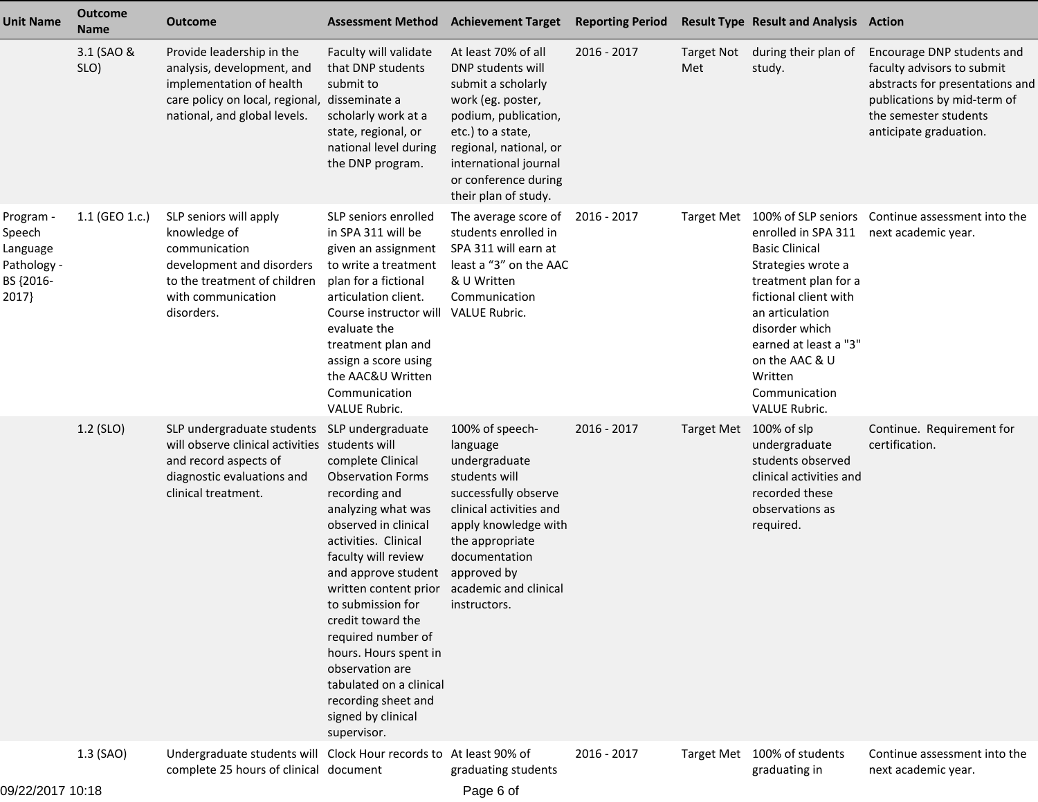| Unit Name | Outcome Name | Outcome | Assessment Method | Achievement Target | Reporting Period | Result Type | Result and Analysis | Action |
| --- | --- | --- | --- | --- | --- | --- | --- | --- |
| | 3.1 (SAO & SLO) | Provide leadership in the analysis, development, and implementation of health care policy on local, regional, national, and global levels. | Faculty will validate that DNP students submit to disseminate a scholarly work at a state, regional, or national level during the DNP program. | At least 70% of all DNP students will submit a scholarly work (eg. poster, podium, publication, etc.) to a state, regional, national, or international journal or conference during their plan of study. | 2016 - 2017 | Target Not Met | during their plan of study. | Encourage DNP students and faculty advisors to submit abstracts for presentations and publications by mid-term of the semester students anticipate graduation. |
| Program - Speech Language Pathology - BS {2016-2017} | 1.1 (GEO 1.c.) | SLP seniors will apply knowledge of communication development and disorders to the treatment of children with communication disorders. | SLP seniors enrolled in SPA 311 will be given an assignment to write a treatment plan for a fictional articulation client. Course instructor will evaluate the treatment plan and assign a score using the AAC&U Written Communication VALUE Rubric. | The average score of students enrolled in SPA 311 will earn at least a "3" on the AAC & U Written Communication VALUE Rubric. | 2016 - 2017 | Target Met | 100% of SLP seniors enrolled in SPA 311 Basic Clinical Strategies wrote a treatment plan for a fictional client with an articulation disorder which earned at least a "3" on the AAC & U Written Communication VALUE Rubric. | Continue assessment into the next academic year. |
| | 1.2 (SLO) | SLP undergraduate students will observe clinical activities and record aspects of diagnostic evaluations and clinical treatment. | SLP undergraduate students will complete Clinical Observation Forms recording and analyzing what was observed in clinical activities. Clinical faculty will review and approve student written content prior to submission for credit toward the required number of hours. Hours spent in observation are tabulated on a clinical recording sheet and signed by clinical supervisor. | 100% of speech-language undergraduate students will successfully observe clinical activities and apply knowledge with the appropriate documentation approved by academic and clinical instructors. | 2016 - 2017 | Target Met | 100% of slp undergraduate students observed clinical activities and recorded these observations as required. | Continue. Requirement for certification. |
| | 1.3 (SAO) | Undergraduate students will complete 25 hours of clinical | Clock Hour records to document | At least 90% of graduating students | 2016 - 2017 | Target Met | 100% of students graduating in | Continue assessment into the next academic year. |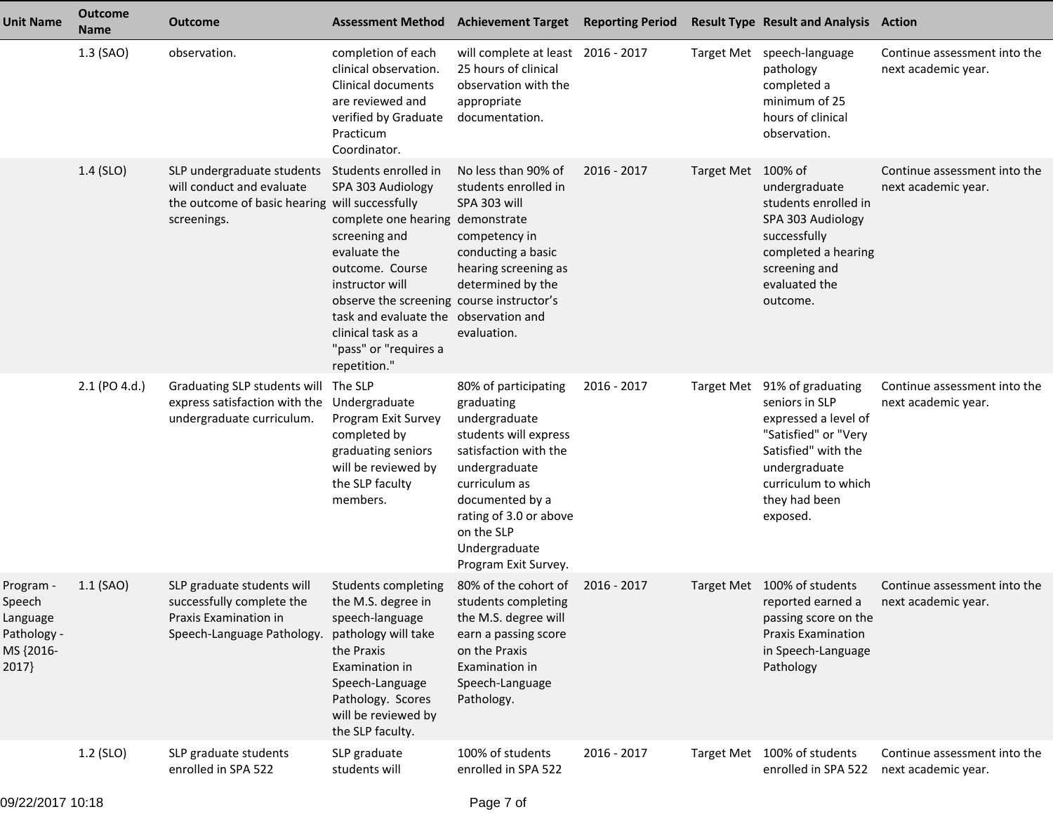| Unit Name | Outcome Name | Outcome | Assessment Method | Achievement Target | Reporting Period | Result Type | Result and Analysis | Action |
|---|---|---|---|---|---|---|---|---|
| | 1.3 (SAO) | observation. | completion of each clinical observation. Clinical documents are reviewed and verified by Graduate Practicum Coordinator. | will complete at least 25 hours of clinical observation with the appropriate documentation. | 2016 - 2017 | Target Met | speech-language pathology completed a minimum of 25 hours of clinical observation. | Continue assessment into the next academic year. |
| | 1.4 (SLO) | SLP undergraduate students will conduct and evaluate the outcome of basic hearing screenings. | Students enrolled in SPA 303 Audiology will successfully complete one hearing screening and evaluate the outcome. Course instructor will observe the screening task and evaluate the clinical task as a "pass" or "requires a repetition." | No less than 90% of students enrolled in SPA 303 will demonstrate competency in conducting a basic hearing screening as determined by the course instructor's observation and evaluation. | 2016 - 2017 | Target Met | 100% of undergraduate students enrolled in SPA 303 Audiology successfully completed a hearing screening and evaluated the outcome. | Continue assessment into the next academic year. |
| | 2.1 (PO 4.d.) | Graduating SLP students will express satisfaction with the undergraduate curriculum. | The SLP Undergraduate Program Exit Survey completed by graduating seniors will be reviewed by the SLP faculty members. | 80% of participating graduating undergraduate students will express satisfaction with the undergraduate curriculum as documented by a rating of 3.0 or above on the SLP Undergraduate Program Exit Survey. | 2016 - 2017 | Target Met | 91% of graduating seniors in SLP expressed a level of "Satisfied" or "Very Satisfied" with the undergraduate curriculum to which they had been exposed. | Continue assessment into the next academic year. |
| Program - Speech Language Pathology - MS {2016-2017} | 1.1 (SAO) | SLP graduate students will successfully complete the Praxis Examination in Speech-Language Pathology. | Students completing the M.S. degree in speech-language pathology will take the Praxis Examination in Speech-Language Pathology. Scores will be reviewed by the SLP faculty. | 80% of the cohort of students completing the M.S. degree will earn a passing score on the Praxis Examination in Speech-Language Pathology. | 2016 - 2017 | Target Met | 100% of students reported earned a passing score on the Praxis Examination in Speech-Language Pathology | Continue assessment into the next academic year. |
| | 1.2 (SLO) | SLP graduate students enrolled in SPA 522 | SLP graduate students will | 100% of students enrolled in SPA 522 | 2016 - 2017 | Target Met | 100% of students enrolled in SPA 522 | Continue assessment into the next academic year. |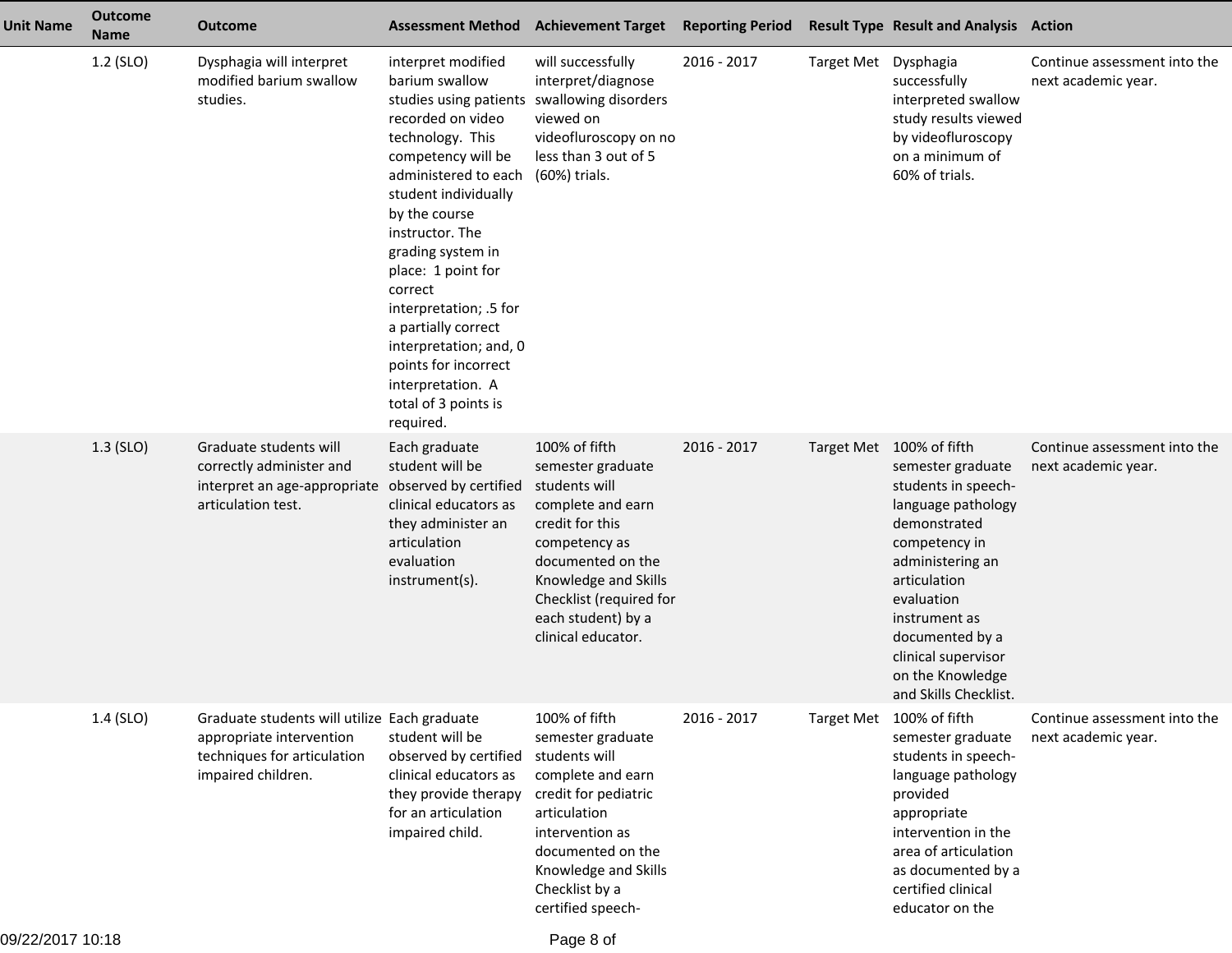| Unit Name | Outcome Name | Outcome | Assessment Method | Achievement Target | Reporting Period | Result Type | Result and Analysis | Action |
|---|---|---|---|---|---|---|---|---|
| | 1.2 (SLO) | Dysphagia will interpret modified barium swallow studies. | interpret modified barium swallow studies using patients recorded on video technology. This competency will be administered to each student individually by the course instructor. The grading system in place: 1 point for correct interpretation; .5 for a partially correct interpretation; and, 0 points for incorrect interpretation. A total of 3 points is required. | will successfully interpret/diagnose swallowing disorders viewed on videofluroscopy on no less than 3 out of 5 (60%) trials. | 2016 - 2017 | Target Met | Dysphagia successfully interpreted swallow study results viewed by videofluroscopy on a minimum of 60% of trials. | Continue assessment into the next academic year. |
| | 1.3 (SLO) | Graduate students will correctly administer and interpret an age-appropriate articulation test. | Each graduate student will be observed by certified clinical educators as they administer an articulation evaluation instrument(s). | 100% of fifth semester graduate students will complete and earn credit for this competency as documented on the Knowledge and Skills Checklist (required for each student) by a clinical educator. | 2016 - 2017 | Target Met | 100% of fifth semester graduate students in speech-language pathology demonstrated competency in administering an articulation evaluation instrument as documented by a clinical supervisor on the Knowledge and Skills Checklist. | Continue assessment into the next academic year. |
| | 1.4 (SLO) | Graduate students will utilize appropriate intervention techniques for articulation impaired children. | Each graduate student will be observed by certified clinical educators as they provide therapy for an articulation impaired child. | 100% of fifth semester graduate students will complete and earn credit for pediatric articulation intervention as documented on the Knowledge and Skills Checklist by a certified speech- | 2016 - 2017 | Target Met | 100% of fifth semester graduate students in speech-language pathology provided appropriate intervention in the area of articulation as documented by a certified clinical educator on the | Continue assessment into the next academic year. |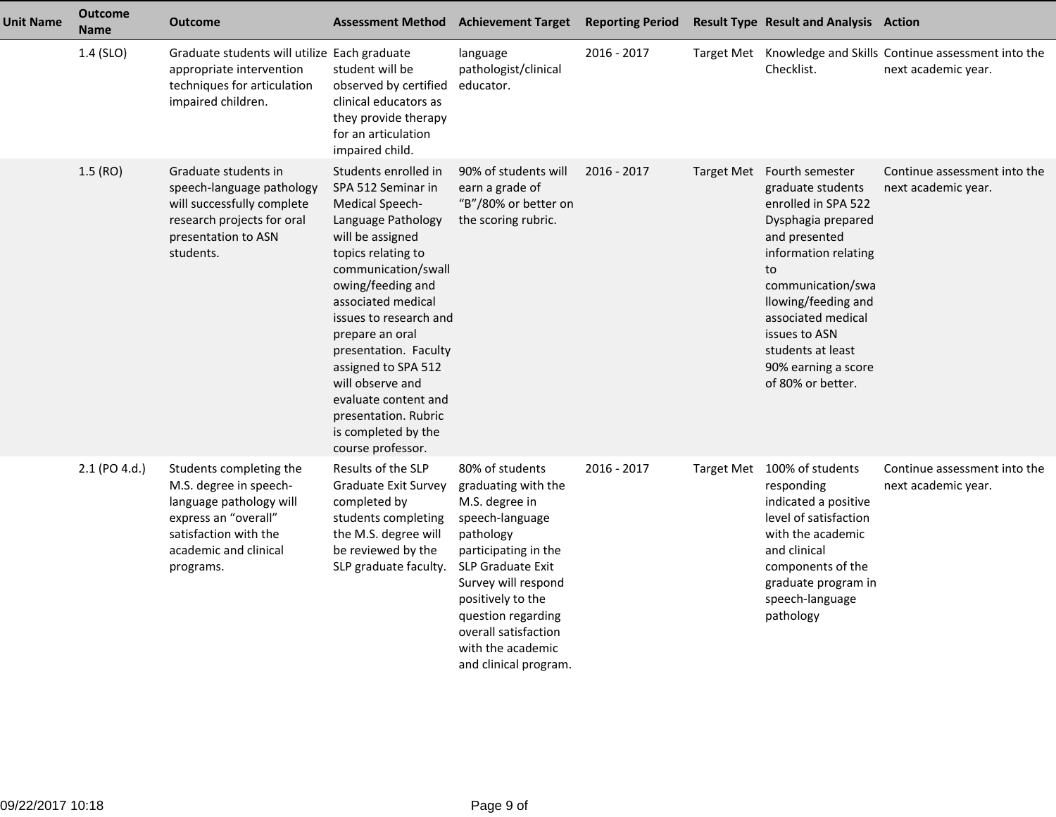| Unit Name | Outcome Name | Outcome | Assessment Method | Achievement Target | Reporting Period | Result Type | Result and Analysis | Action |
|---|---|---|---|---|---|---|---|---|
| | 1.4 (SLO) | Graduate students will utilize appropriate intervention techniques for articulation impaired children. | Each graduate student will be observed by certified clinical educators as they provide therapy for an articulation impaired child. | language pathologist/clinical educator. | 2016 - 2017 | Target Met | Knowledge and Skills Checklist. | Continue assessment into the next academic year. |
| | 1.5 (RO) | Graduate students in speech-language pathology will successfully complete research projects for oral presentation to ASN students. | Students enrolled in SPA 512 Seminar in Medical Speech-Language Pathology will be assigned topics relating to communication/swallowing/feeding and associated medical issues to research and prepare an oral presentation. Faculty assigned to SPA 512 will observe and evaluate content and presentation. Rubric is completed by the course professor. | 90% of students will earn a grade of "B"/80% or better on the scoring rubric. | 2016 - 2017 | Target Met | Fourth semester graduate students enrolled in SPA 522 Dysphagia prepared and presented information relating to communication/swallowing/feeding and associated medical issues to ASN students at least 90% earning a score of 80% or better. | Continue assessment into the next academic year. |
| | 2.1 (PO 4.d.) | Students completing the M.S. degree in speech-language pathology will express an "overall" satisfaction with the academic and clinical programs. | Results of the SLP Graduate Exit Survey completed by students completing the M.S. degree will be reviewed by the SLP graduate faculty. | 80% of students graduating with the M.S. degree in speech-language pathology participating in the SLP Graduate Exit Survey will respond positively to the question regarding overall satisfaction with the academic and clinical program. | 2016 - 2017 | Target Met | 100% of students responding indicated a positive level of satisfaction with the academic and clinical components of the graduate program in speech-language pathology | Continue assessment into the next academic year. |